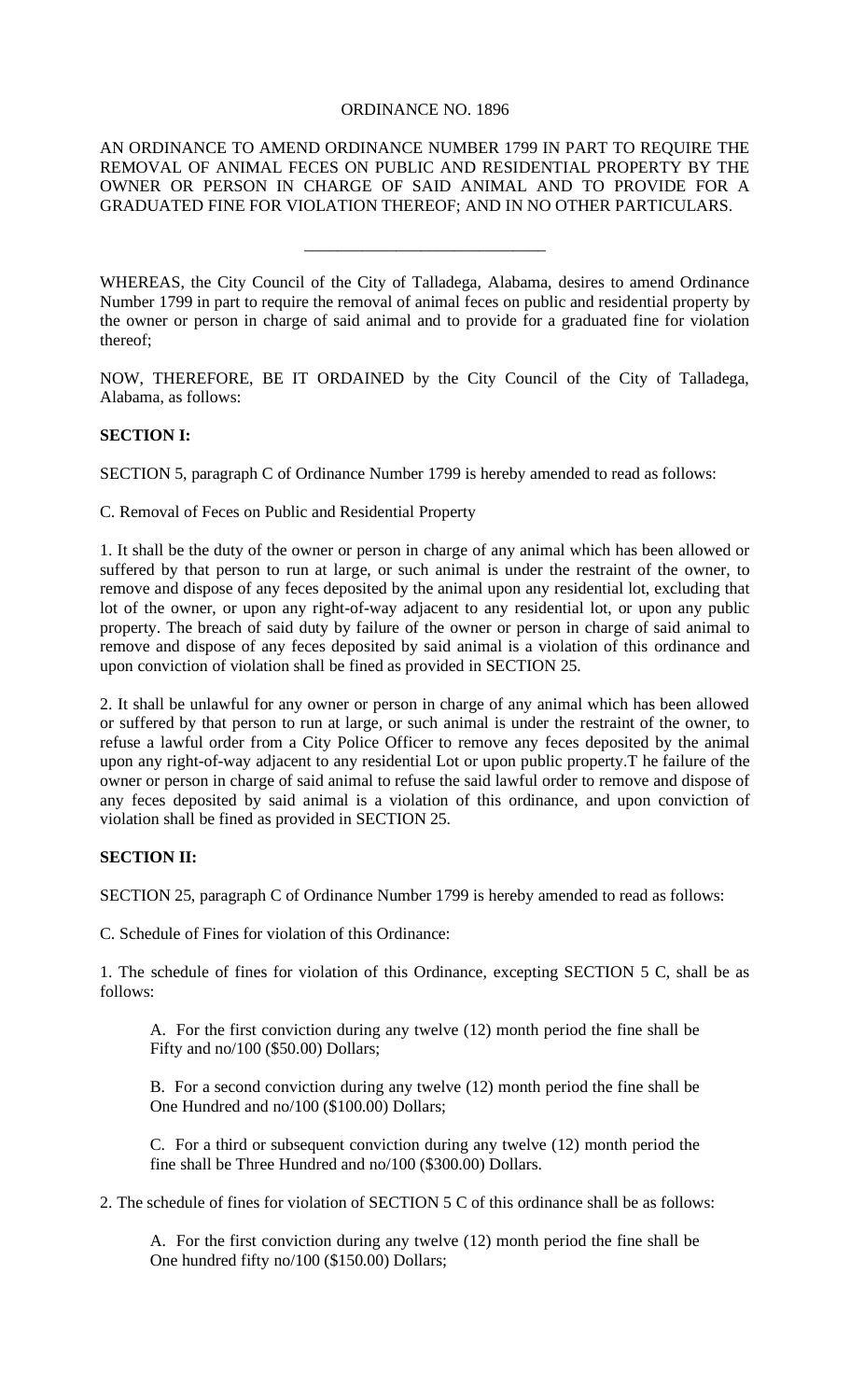ORDINANCE NO. 1896

AN ORDINANCE TO AMEND ORDINANCE NUMBER 1799 IN PART TO REQUIRE THE REMOVAL OF ANIMAL FECES ON PUBLIC AND RESIDENTIAL PROPERTY BY THE OWNER OR PERSON IN CHARGE OF SAID ANIMAL AND TO PROVIDE FOR A GRADUATED FINE FOR VIOLATION THEREOF; AND IN NO OTHER PARTICULARS.

---

WHEREAS, the City Council of the City of Talladega, Alabama, desires to amend Ordinance Number 1799 in part to require the removal of animal feces on public and residential property by the owner or person in charge of said animal and to provide for a graduated fine for violation thereof;

NOW, THEREFORE, BE IT ORDAINED by the City Council of the City of Talladega, Alabama, as follows:

**SECTION I:**

SECTION 5, paragraph C of Ordinance Number 1799 is hereby amended to read as follows:

C. Removal of Feces on Public and Residential Property

1. It shall be the duty of the owner or person in charge of any animal which has been allowed or suffered by that person to run at large, or such animal is under the restraint of the owner, to remove and dispose of any feces deposited by the animal upon any residential lot, excluding that lot of the owner, or upon any right-of-way adjacent to any residential lot, or upon any public property. The breach of said duty by failure of the owner or person in charge of said animal to remove and dispose of any feces deposited by said animal is a violation of this ordinance and upon conviction of violation shall be fined as provided in SECTION 25.

2. It shall be unlawful for any owner or person in charge of any animal which has been allowed or suffered by that person to run at large, or such animal is under the restraint of the owner, to refuse a lawful order from a City Police Officer to remove any feces deposited by the animal upon any right-of-way adjacent to any residential Lot or upon public property.T he failure of the owner or person in charge of said animal to refuse the said lawful order to remove and dispose of any feces deposited by said animal is a violation of this ordinance, and upon conviction of violation shall be fined as provided in SECTION 25.

**SECTION II:**

SECTION 25, paragraph C of Ordinance Number 1799 is hereby amended to read as follows:

C. Schedule of Fines for violation of this Ordinance:

1. The schedule of fines for violation of this Ordinance, excepting SECTION 5 C, shall be as follows:

   A. For the first conviction during any twelve (12) month period the fine shall be Fifty and no/100 ($50.00) Dollars;

   B. For a second conviction during any twelve (12) month period the fine shall be One Hundred and no/100 ($100.00) Dollars;

   C. For a third or subsequent conviction during any twelve (12) month period the fine shall be Three Hundred and no/100 ($300.00) Dollars.

2. The schedule of fines for violation of SECTION 5 C of this ordinance shall be as follows:

   A. For the first conviction during any twelve (12) month period the fine shall be One hundred fifty no/100 ($150.00) Dollars;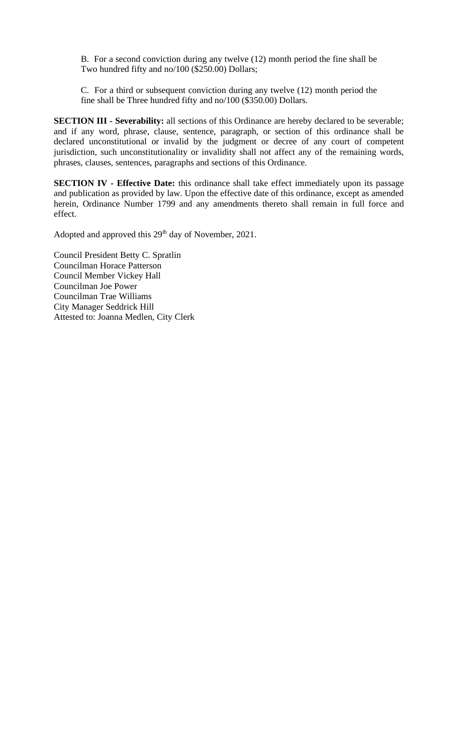B. For a second conviction during any twelve (12) month period the fine shall be Two hundred fifty and no/100 ($250.00) Dollars;

C. For a third or subsequent conviction during any twelve (12) month period the fine shall be Three hundred fifty and no/100 ($350.00) Dollars.

**SECTION III - Severability:** all sections of this Ordinance are hereby declared to be severable; and if any word, phrase, clause, sentence, paragraph, or section of this ordinance shall be declared unconstitutional or invalid by the judgment or decree of any court of competent jurisdiction, such unconstitutionality or invalidity shall not affect any of the remaining words, phrases, clauses, sentences, paragraphs and sections of this Ordinance.

**SECTION IV - Effective Date:** this ordinance shall take effect immediately upon its passage and publication as provided by law. Upon the effective date of this ordinance, except as amended herein, Ordinance Number 1799 and any amendments thereto shall remain in full force and effect.

Adopted and approved this 29th day of November, 2021.

Council President Betty C. Spratlin
Councilman Horace Patterson
Council Member Vickey Hall
Councilman Joe Power
Councilman Trae Williams
City Manager Seddrick Hill
Attested to: Joanna Medlen, City Clerk